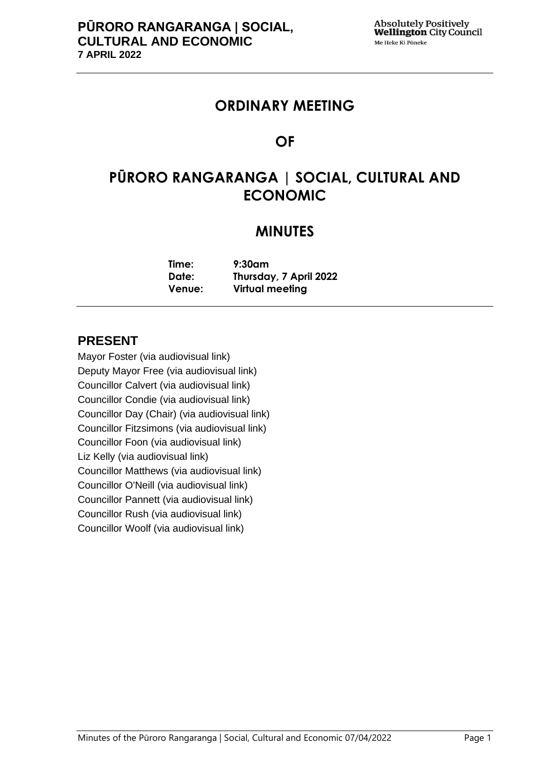# ORDINARY MEETING

# OF

# PŪRORO RANGARANGA | SOCIAL, CULTURAL AND ECONOMIC

# MINUTES

**Time:** 9:30am
**Date:** Thursday, 7 April 2022
**Venue:** Virtual meeting

## PRESENT

Mayor Foster (via audiovisual link)
Deputy Mayor Free (via audiovisual link)
Councillor Calvert (via audiovisual link)
Councillor Condie (via audiovisual link)
Councillor Day (Chair) (via audiovisual link)
Councillor Fitzsimons (via audiovisual link)
Councillor Foon (via audiovisual link)
Liz Kelly (via audiovisual link)
Councillor Matthews (via audiovisual link)
Councillor O'Neill (via audiovisual link)
Councillor Pannett (via audiovisual link)
Councillor Rush (via audiovisual link)
Councillor Woolf (via audiovisual link)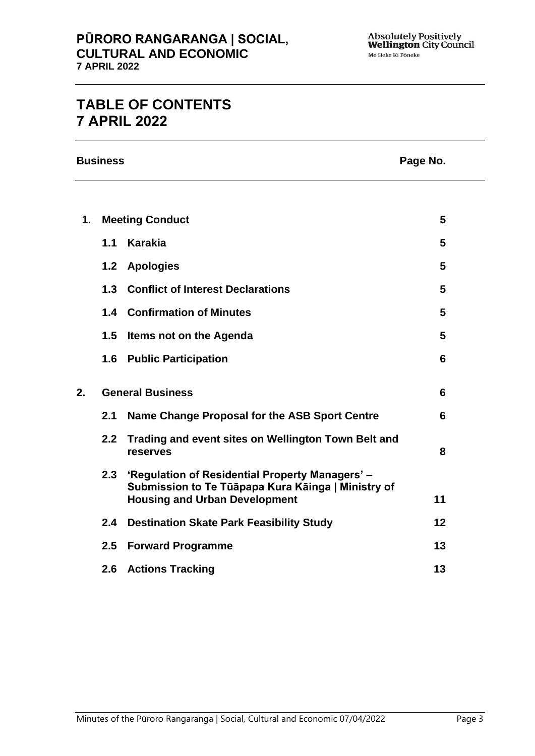# TABLE OF CONTENTS
# 7 APRIL 2022

| Business | | | Page No. |
|---|---|---|---|
| **1.** | **Meeting Conduct** | | **5** |
| | **1.1** | **Karakia** | **5** |
| | **1.2** | **Apologies** | **5** |
| | **1.3** | **Conflict of Interest Declarations** | **5** |
| | **1.4** | **Confirmation of Minutes** | **5** |
| | **1.5** | **Items not on the Agenda** | **5** |
| | **1.6** | **Public Participation** | **6** |
| **2.** | **General Business** | | **6** |
| | **2.1** | **Name Change Proposal for the ASB Sport Centre** | **6** |
| | **2.2** | **Trading and event sites on Wellington Town Belt and reserves** | **8** |
| | **2.3** | **'Regulation of Residential Property Managers' – Submission to Te Tūāpapa Kura Kāinga \| Ministry of Housing and Urban Development** | **11** |
| | **2.4** | **Destination Skate Park Feasibility Study** | **12** |
| | **2.5** | **Forward Programme** | **13** |
| | **2.6** | **Actions Tracking** | **13** |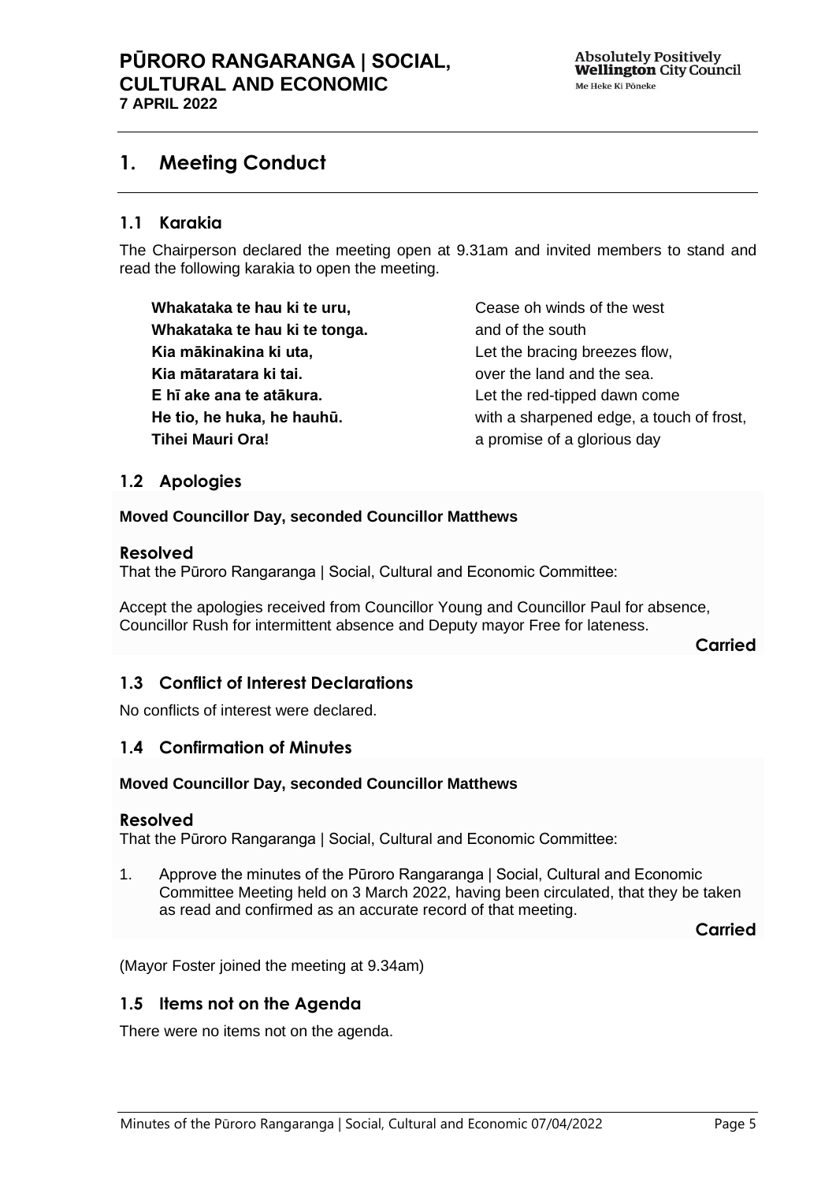# 1. Meeting Conduct

## 1.1 Karakia

The Chairperson declared the meeting open at 9.31am and invited members to stand and read the following karakia to open the meeting.

| | |
|---|---|
| **Whakataka te hau ki te uru,** | Cease oh winds of the west |
| **Whakataka te hau ki te tonga.** | and of the south |
| **Kia mākinakina ki uta,** | Let the bracing breezes flow, |
| **Kia mātaratara ki tai.** | over the land and the sea. |
| **E hī ake ana te atākura.** | Let the red-tipped dawn come |
| **He tio, he huka, he hauhū.** | with a sharpened edge, a touch of frost, |
| **Tihei Mauri Ora!** | a promise of a glorious day |

## 1.2 Apologies

**Moved Councillor Day, seconded Councillor Matthews**

### Resolved

That the Pūroro Rangaranga | Social, Cultural and Economic Committee:

Accept the apologies received from Councillor Young and Councillor Paul for absence, Councillor Rush for intermittent absence and Deputy mayor Free for lateness.

**Carried**

## 1.3 Conflict of Interest Declarations

No conflicts of interest were declared.

## 1.4 Confirmation of Minutes

**Moved Councillor Day, seconded Councillor Matthews**

### Resolved

That the Pūroro Rangaranga | Social, Cultural and Economic Committee:

1. Approve the minutes of the Pūroro Rangaranga | Social, Cultural and Economic Committee Meeting held on 3 March 2022, having been circulated, that they be taken as read and confirmed as an accurate record of that meeting.

**Carried**

(Mayor Foster joined the meeting at 9.34am)

## 1.5 Items not on the Agenda

There were no items not on the agenda.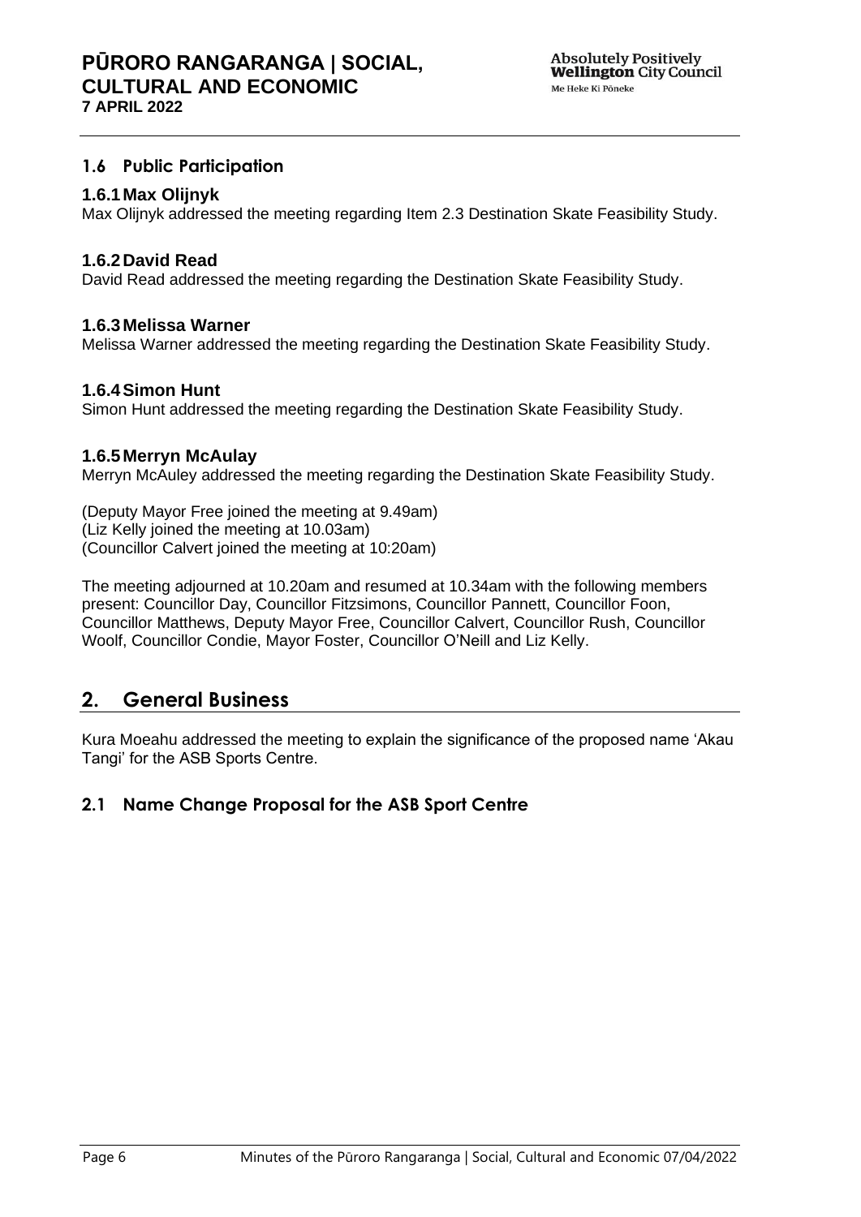### 1.6 Public Participation

#### 1.6.1 Max Olijnyk

Max Olijnyk addressed the meeting regarding Item 2.3 Destination Skate Feasibility Study.

#### 1.6.2 David Read

David Read addressed the meeting regarding the Destination Skate Feasibility Study.

#### 1.6.3 Melissa Warner

Melissa Warner addressed the meeting regarding the Destination Skate Feasibility Study.

#### 1.6.4 Simon Hunt

Simon Hunt addressed the meeting regarding the Destination Skate Feasibility Study.

#### 1.6.5 Merryn McAulay

Merryn McAuley addressed the meeting regarding the Destination Skate Feasibility Study.

(Deputy Mayor Free joined the meeting at 9.49am)
(Liz Kelly joined the meeting at 10.03am)
(Councillor Calvert joined the meeting at 10:20am)

The meeting adjourned at 10.20am and resumed at 10.34am with the following members present: Councillor Day, Councillor Fitzsimons, Councillor Pannett, Councillor Foon, Councillor Matthews, Deputy Mayor Free, Councillor Calvert, Councillor Rush, Councillor Woolf, Councillor Condie, Mayor Foster, Councillor O'Neill and Liz Kelly.

## 2. General Business

Kura Moeahu addressed the meeting to explain the significance of the proposed name 'Akau Tangi' for the ASB Sports Centre.

### 2.1 Name Change Proposal for the ASB Sport Centre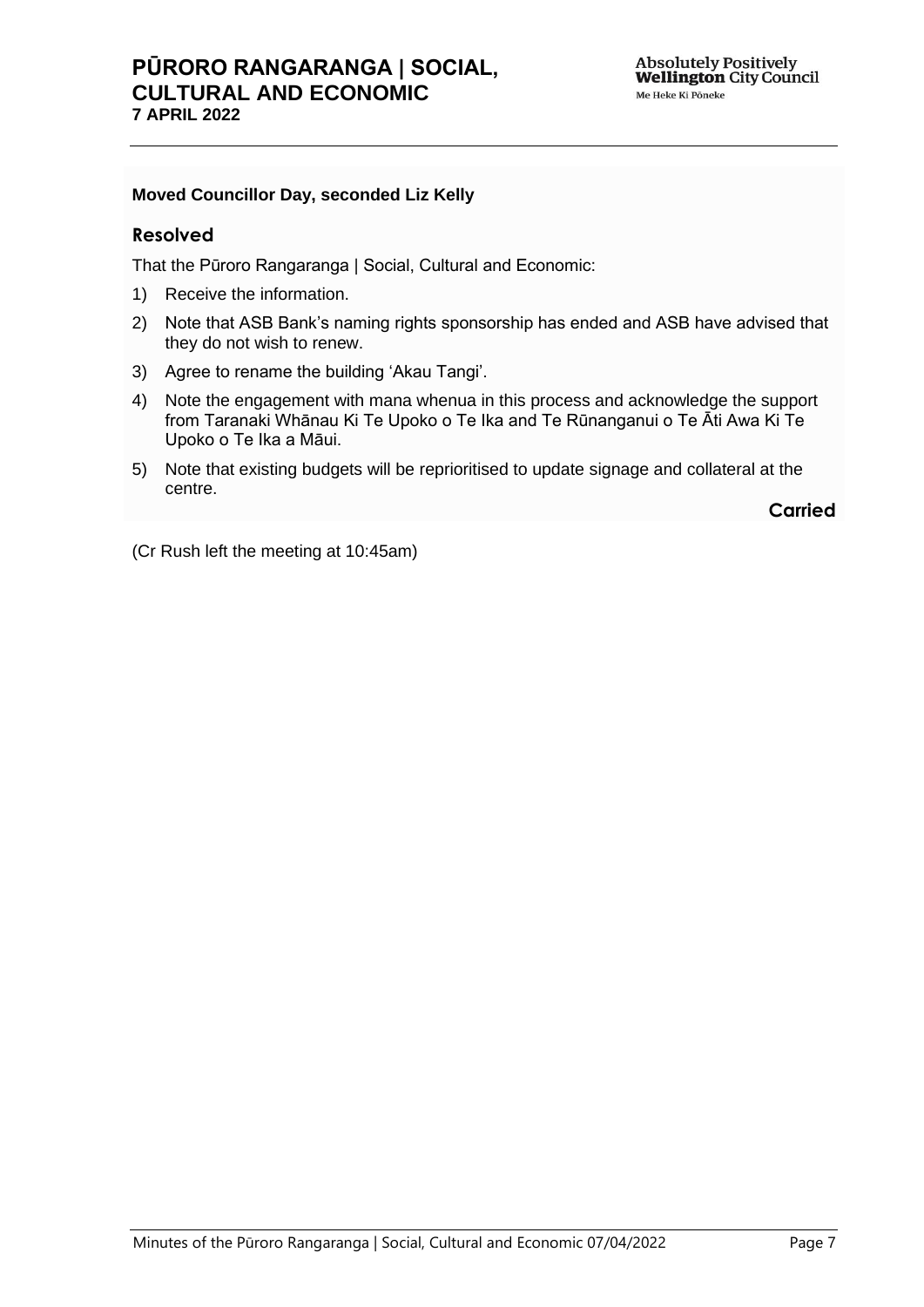**Moved Councillor Day, seconded Liz Kelly**

### Resolved

That the Pūroro Rangaranga | Social, Cultural and Economic:

1) Receive the information.
2) Note that ASB Bank's naming rights sponsorship has ended and ASB have advised that they do not wish to renew.
3) Agree to rename the building 'Akau Tangi'.
4) Note the engagement with mana whenua in this process and acknowledge the support from Taranaki Whānau Ki Te Upoko o Te Ika and Te Rūnanganui o Te Āti Awa Ki Te Upoko o Te Ika a Māui.
5) Note that existing budgets will be reprioritised to update signage and collateral at the centre.

**Carried**

(Cr Rush left the meeting at 10:45am)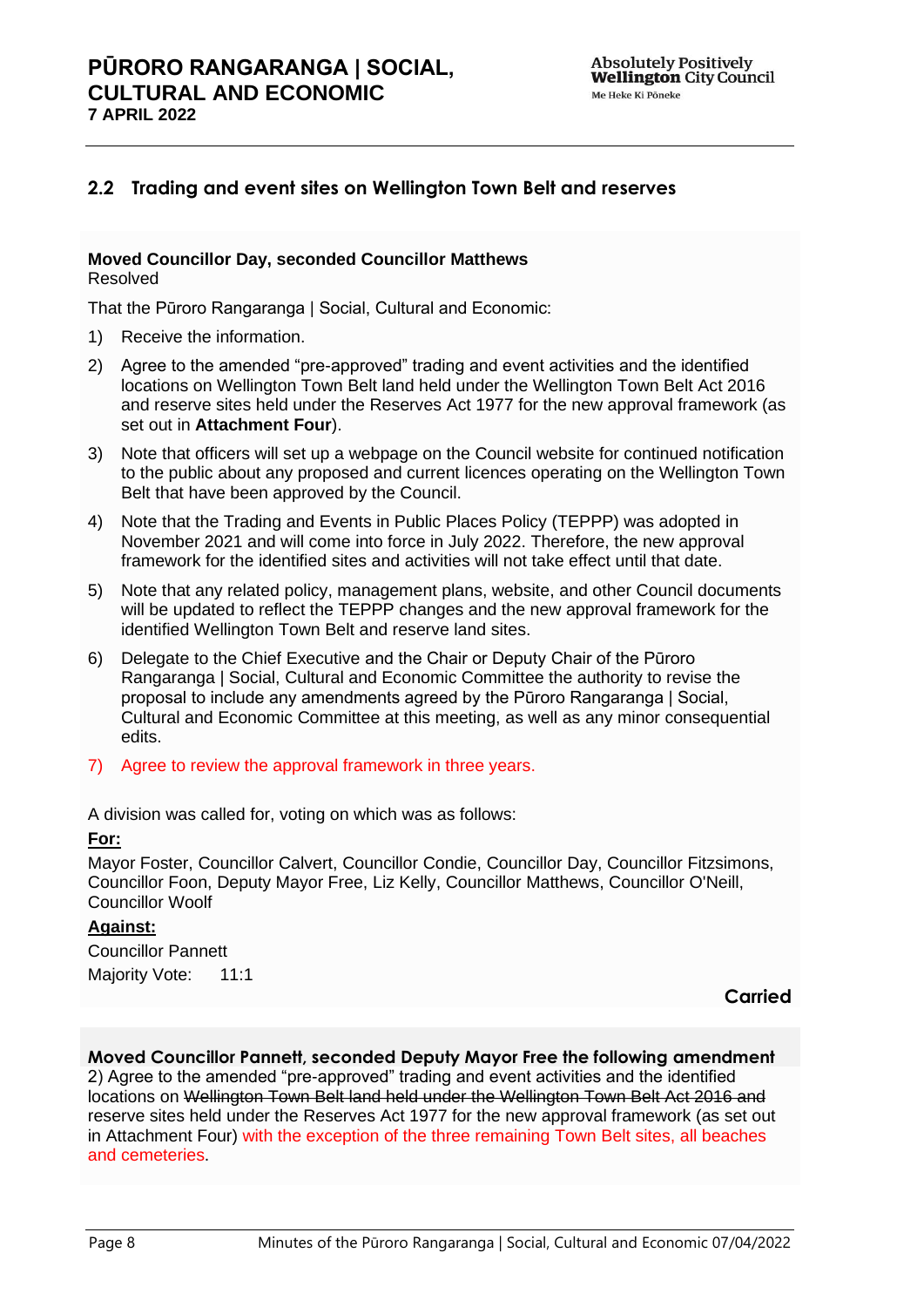## 2.2 Trading and event sites on Wellington Town Belt and reserves

**Moved Councillor Day, seconded Councillor Matthews**
Resolved

That the Pūroro Rangaranga | Social, Cultural and Economic:

1) Receive the information.

2) Agree to the amended "pre-approved" trading and event activities and the identified locations on Wellington Town Belt land held under the Wellington Town Belt Act 2016 and reserve sites held under the Reserves Act 1977 for the new approval framework (as set out in **Attachment Four**).

3) Note that officers will set up a webpage on the Council website for continued notification to the public about any proposed and current licences operating on the Wellington Town Belt that have been approved by the Council.

4) Note that the Trading and Events in Public Places Policy (TEPPP) was adopted in November 2021 and will come into force in July 2022. Therefore, the new approval framework for the identified sites and activities will not take effect until that date.

5) Note that any related policy, management plans, website, and other Council documents will be updated to reflect the TEPPP changes and the new approval framework for the identified Wellington Town Belt and reserve land sites.

6) Delegate to the Chief Executive and the Chair or Deputy Chair of the Pūroro Rangaranga | Social, Cultural and Economic Committee the authority to revise the proposal to include any amendments agreed by the Pūroro Rangaranga | Social, Cultural and Economic Committee at this meeting, as well as any minor consequential edits.

7) Agree to review the approval framework in three years.

A division was called for, voting on which was as follows:

**For:**

Mayor Foster, Councillor Calvert, Councillor Condie, Councillor Day, Councillor Fitzsimons, Councillor Foon, Deputy Mayor Free, Liz Kelly, Councillor Matthews, Councillor O'Neill, Councillor Woolf

**Against:**

Councillor Pannett

Majority Vote: 11:1

**Carried**

**Moved Councillor Pannett, seconded Deputy Mayor Free the following amendment**

2) Agree to the amended "pre-approved" trading and event activities and the identified locations on ~~Wellington Town Belt land held under the Wellington Town Belt Act 2016 and~~ reserve sites held under the Reserves Act 1977 for the new approval framework (as set out in Attachment Four) with the exception of the three remaining Town Belt sites, all beaches and cemeteries.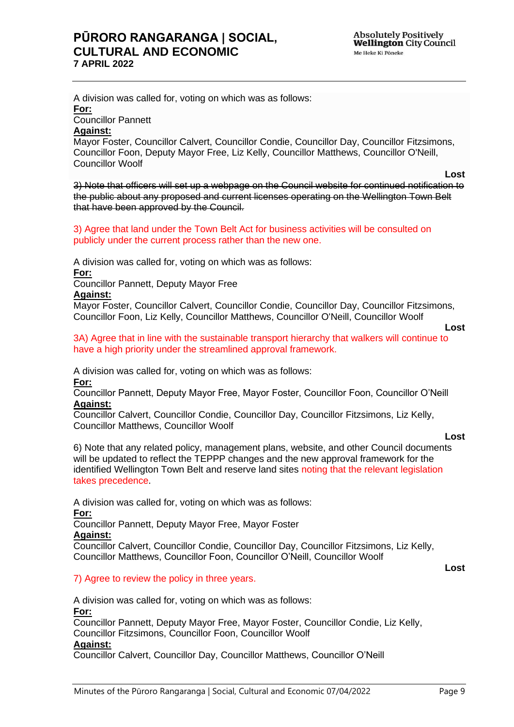A division was called for, voting on which was as follows:

**For:**

Councillor Pannett

**Against:**

Mayor Foster, Councillor Calvert, Councillor Condie, Councillor Day, Councillor Fitzsimons, Councillor Foon, Deputy Mayor Free, Liz Kelly, Councillor Matthews, Councillor O'Neill, Councillor Woolf

**Lost**

~~3) Note that officers will set up a webpage on the Council website for continued notification to the public about any proposed and current licenses operating on the Wellington Town Belt that have been approved by the Council.~~

3) Agree that land under the Town Belt Act for business activities will be consulted on publicly under the current process rather than the new one.

A division was called for, voting on which was as follows:

**For:**

Councillor Pannett, Deputy Mayor Free

**Against:**

Mayor Foster, Councillor Calvert, Councillor Condie, Councillor Day, Councillor Fitzsimons, Councillor Foon, Liz Kelly, Councillor Matthews, Councillor O'Neill, Councillor Woolf

**Lost**

3A) Agree that in line with the sustainable transport hierarchy that walkers will continue to have a high priority under the streamlined approval framework.

A division was called for, voting on which was as follows:

**For:**

Councillor Pannett, Deputy Mayor Free, Mayor Foster, Councillor Foon, Councillor O'Neill

**Against:**

Councillor Calvert, Councillor Condie, Councillor Day, Councillor Fitzsimons, Liz Kelly, Councillor Matthews, Councillor Woolf

**Lost**

6) Note that any related policy, management plans, website, and other Council documents will be updated to reflect the TEPPP changes and the new approval framework for the identified Wellington Town Belt and reserve land sites noting that the relevant legislation takes precedence.

A division was called for, voting on which was as follows:

**For:**

Councillor Pannett, Deputy Mayor Free, Mayor Foster

**Against:**

Councillor Calvert, Councillor Condie, Councillor Day, Councillor Fitzsimons, Liz Kelly, Councillor Matthews, Councillor Foon, Councillor O'Neill, Councillor Woolf

**Lost**

7) Agree to review the policy in three years.

A division was called for, voting on which was as follows:

**For:**

Councillor Pannett, Deputy Mayor Free, Mayor Foster, Councillor Condie, Liz Kelly, Councillor Fitzsimons, Councillor Foon, Councillor Woolf

**Against:**

Councillor Calvert, Councillor Day, Councillor Matthews, Councillor O'Neill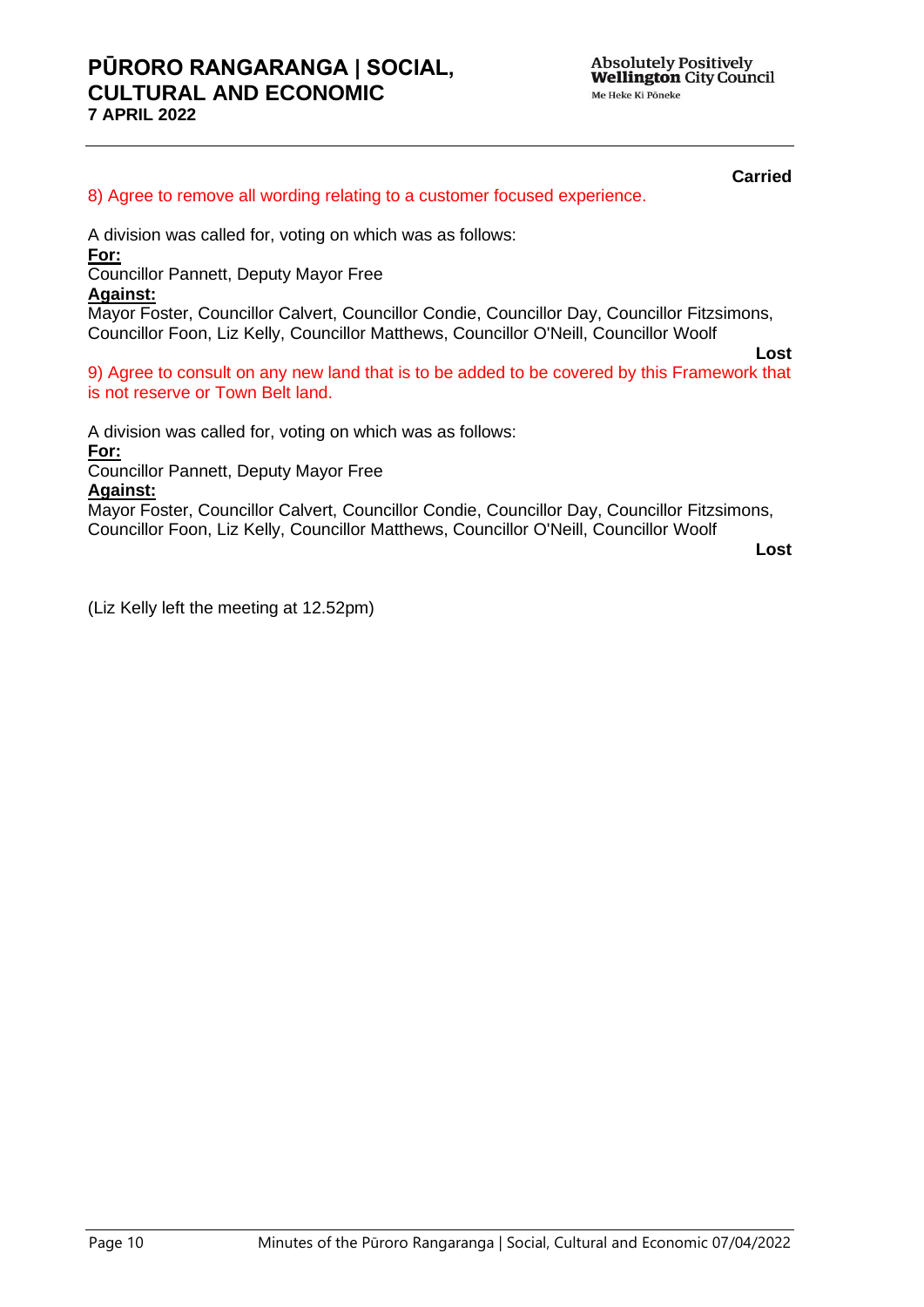**Carried**

8) Agree to remove all wording relating to a customer focused experience.

A division was called for, voting on which was as follows:

**For:**

Councillor Pannett, Deputy Mayor Free

**Against:**

Mayor Foster, Councillor Calvert, Councillor Condie, Councillor Day, Councillor Fitzsimons, Councillor Foon, Liz Kelly, Councillor Matthews, Councillor O'Neill, Councillor Woolf

**Lost**

9) Agree to consult on any new land that is to be added to be covered by this Framework that is not reserve or Town Belt land.

A division was called for, voting on which was as follows:

**For:**

Councillor Pannett, Deputy Mayor Free

**Against:**

Mayor Foster, Councillor Calvert, Councillor Condie, Councillor Day, Councillor Fitzsimons, Councillor Foon, Liz Kelly, Councillor Matthews, Councillor O'Neill, Councillor Woolf

**Lost**

(Liz Kelly left the meeting at 12.52pm)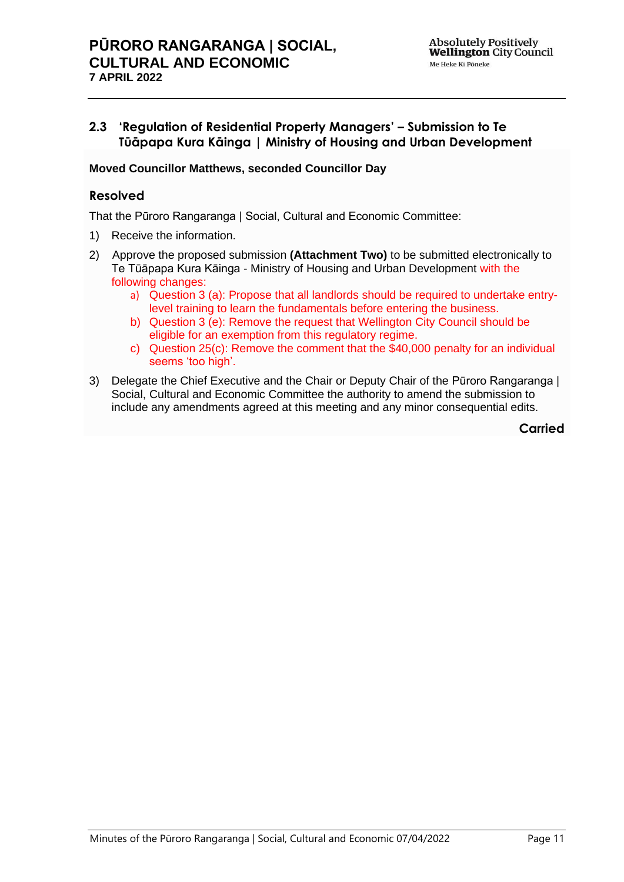### 2.3 'Regulation of Residential Property Managers' – Submission to Te Tūāpapa Kura Kāinga | Ministry of Housing and Urban Development

**Moved Councillor Matthews, seconded Councillor Day**

#### Resolved

That the Pūroro Rangaranga | Social, Cultural and Economic Committee:

1) Receive the information.
2) Approve the proposed submission **(Attachment Two)** to be submitted electronically to Te Tūāpapa Kura Kāinga - Ministry of Housing and Urban Development with the following changes:
   a) Question 3 (a): Propose that all landlords should be required to undertake entry-level training to learn the fundamentals before entering the business.
   b) Question 3 (e): Remove the request that Wellington City Council should be eligible for an exemption from this regulatory regime.
   c) Question 25(c): Remove the comment that the $40,000 penalty for an individual seems 'too high'.
3) Delegate the Chief Executive and the Chair or Deputy Chair of the Pūroro Rangaranga | Social, Cultural and Economic Committee the authority to amend the submission to include any amendments agreed at this meeting and any minor consequential edits.

**Carried**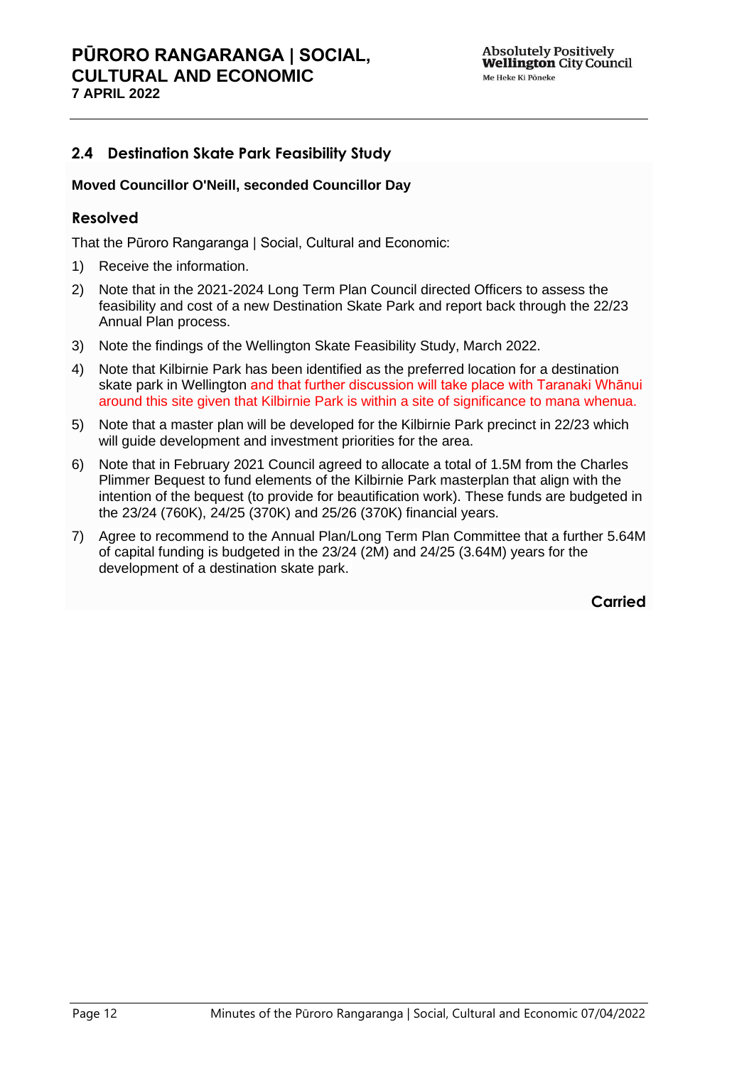## 2.4 Destination Skate Park Feasibility Study

**Moved Councillor O'Neill, seconded Councillor Day**

### Resolved

That the Pūroro Rangaranga | Social, Cultural and Economic:

1) Receive the information.
2) Note that in the 2021-2024 Long Term Plan Council directed Officers to assess the feasibility and cost of a new Destination Skate Park and report back through the 22/23 Annual Plan process.
3) Note the findings of the Wellington Skate Feasibility Study, March 2022.
4) Note that Kilbirnie Park has been identified as the preferred location for a destination skate park in Wellington and that further discussion will take place with Taranaki Whānui around this site given that Kilbirnie Park is within a site of significance to mana whenua.
5) Note that a master plan will be developed for the Kilbirnie Park precinct in 22/23 which will guide development and investment priorities for the area.
6) Note that in February 2021 Council agreed to allocate a total of 1.5M from the Charles Plimmer Bequest to fund elements of the Kilbirnie Park masterplan that align with the intention of the bequest (to provide for beautification work). These funds are budgeted in the 23/24 (760K), 24/25 (370K) and 25/26 (370K) financial years.
7) Agree to recommend to the Annual Plan/Long Term Plan Committee that a further 5.64M of capital funding is budgeted in the 23/24 (2M) and 24/25 (3.64M) years for the development of a destination skate park.

**Carried**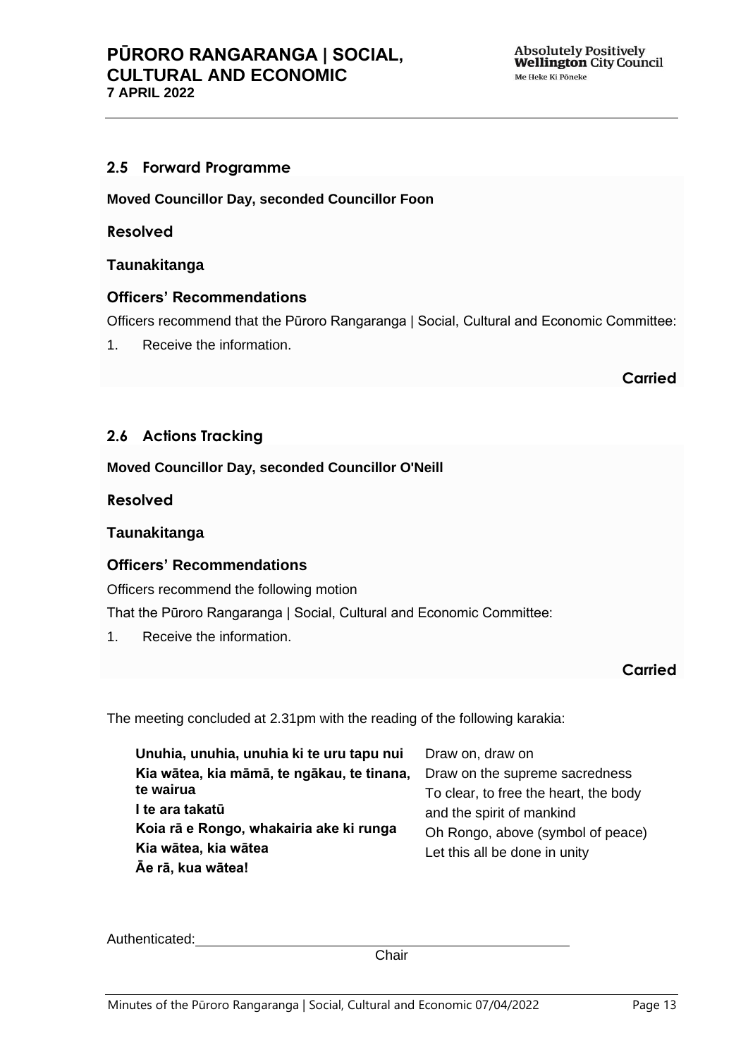### 2.5 Forward Programme

**Moved Councillor Day, seconded Councillor Foon**

**Resolved**

**Taunakitanga**

**Officers' Recommendations**

Officers recommend that the Pūroro Rangaranga | Social, Cultural and Economic Committee:

1. Receive the information.

**Carried**

### 2.6 Actions Tracking

**Moved Councillor Day, seconded Councillor O'Neill**

**Resolved**

**Taunakitanga**

**Officers' Recommendations**

Officers recommend the following motion

That the Pūroro Rangaranga | Social, Cultural and Economic Committee:

1. Receive the information.

**Carried**

The meeting concluded at 2.31pm with the reading of the following karakia:

| | |
|---|---|
| **Unuhia, unuhia, unuhia ki te uru tapu nui** | Draw on, draw on |
| **Kia wātea, kia māmā, te ngākau, te tinana, te wairua** | Draw on the supreme sacredness |
| **I te ara takatū** | To clear, to free the heart, the body |
| **Koia rā e Rongo, whakairia ake ki runga** | and the spirit of mankind |
| **Kia wātea, kia wātea** | Oh Rongo, above (symbol of peace) |
| **Āe rā, kua wātea!** | Let this all be done in unity |

Authenticated: ______________________________

Chair